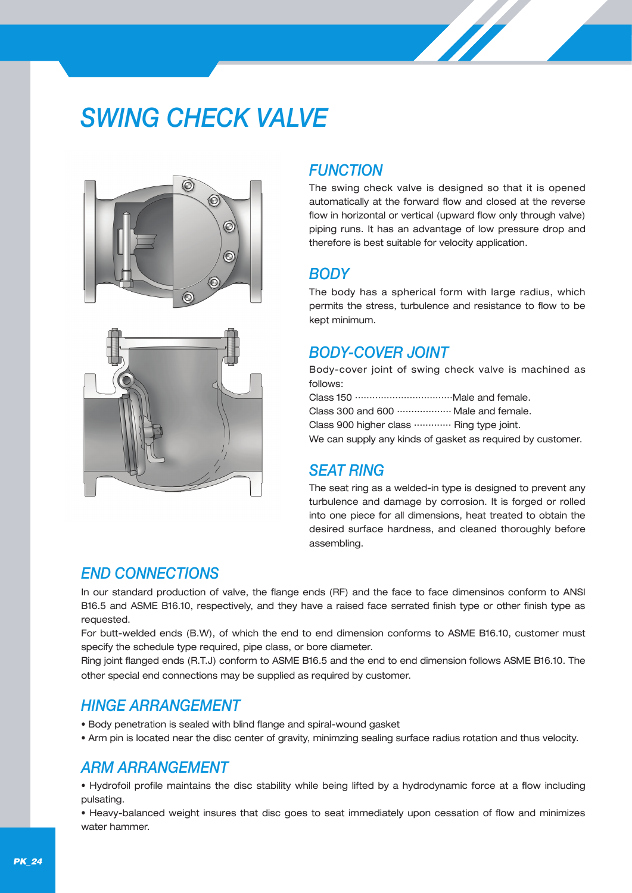# SWING CHECK VALVE

## FUNCTION

The swing check valve is designed so that it is opened automatically at the forward flow and closed at the reverse flow in horizontal or vertical (upward flow only through valve) piping runs. It has an advantage of low pressure drop and therefore is best suitable for velocity application.

## BODY

The body has a spherical form with large radius, which permits the stress, turbulence and resistance to flow to be kept minimum.

## BODY-COVER JOINT

Body-cover joint of swing check valve is machined as follows:

Class 150 ································Male and female.
Class 300 and 600 ·················· Male and female.
Class 900 higher class ············ Ring type joint.
We can supply any kinds of gasket as required by customer.

## SEAT RING

The seat ring as a welded-in type is designed to prevent any turbulence and damage by corrosion. It is forged or rolled into one piece for all dimensions, heat treated to obtain the desired surface hardness, and cleaned thoroughly before assembling.

## END CONNECTIONS

In our standard production of valve, the flange ends (RF) and the face to face dimensinos conform to ANSI B16.5 and ASME B16.10, respectively, and they have a raised face serrated finish type or other finish type as requested.
For butt-welded ends (B.W), of which the end to end dimension conforms to ASME B16.10, customer must specify the schedule type required, pipe class, or bore diameter.
Ring joint flanged ends (R.T.J) conform to ASME B16.5 and the end to end dimension follows ASME B16.10. The other special end connections may be supplied as required by customer.

## HINGE ARRANGEMENT

- Body penetration is sealed with blind flange and spiral-wound gasket
- Arm pin is located near the disc center of gravity, minimzing sealing surface radius rotation and thus velocity.

## ARM ARRANGEMENT

- Hydrofoil profile maintains the disc stability while being lifted by a hydrodynamic force at a flow including pulsating.
- Heavy-balanced weight insures that disc goes to seat immediately upon cessation of flow and minimizes water hammer.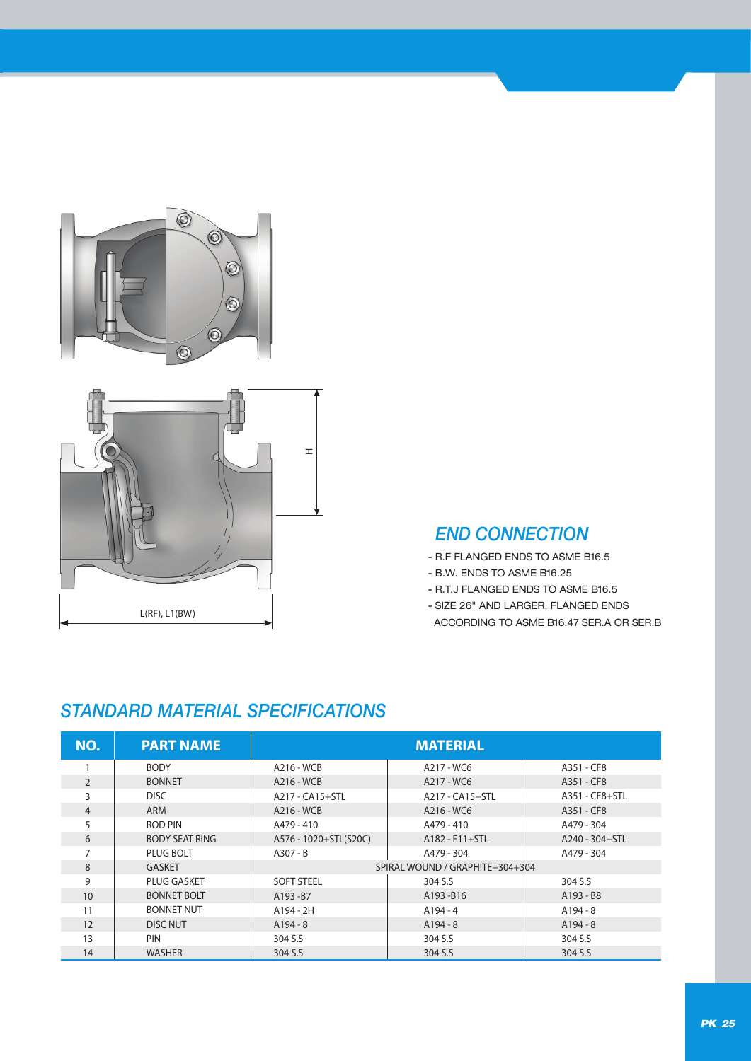## END CONNECTION

- R.F FLANGED ENDS TO ASME B16.5
- B.W. ENDS TO ASME B16.25
- R.T.J FLANGED ENDS TO ASME B16.5
- SIZE 26" AND LARGER, FLANGED ENDS ACCORDING TO ASME B16.47 SER.A OR SER.B

## STANDARD MATERIAL SPECIFICATIONS

| NO. | PART NAME | MATERIAL | | |
|---|---|---|---|---|
| 1 | BODY | A216 - WCB | A217 - WC6 | A351 - CF8 |
| 2 | BONNET | A216 - WCB | A217 - WC6 | A351 - CF8 |
| 3 | DISC | A217 - CA15+STL | A217 - CA15+STL | A351 - CF8+STL |
| 4 | ARM | A216 - WCB | A216 - WC6 | A351 - CF8 |
| 5 | ROD PIN | A479 - 410 | A479 - 410 | A479 - 304 |
| 6 | BODY SEAT RING | A576 - 1020+STL(S20C) | A182 - F11+STL | A240 - 304+STL |
| 7 | PLUG BOLT | A307 - B | A479 - 304 | A479 - 304 |
| 8 | GASKET | SPIRAL WOUND / GRAPHITE+304+304 | | |
| 9 | PLUG GASKET | SOFT STEEL | 304 S.S | 304 S.S |
| 10 | BONNET BOLT | A193 -B7 | A193 -B16 | A193 - B8 |
| 11 | BONNET NUT | A194 - 2H | A194 - 4 | A194 - 8 |
| 12 | DISC NUT | A194 - 8 | A194 - 8 | A194 - 8 |
| 13 | PIN | 304 S.S | 304 S.S | 304 S.S |
| 14 | WASHER | 304 S.S | 304 S.S | 304 S.S |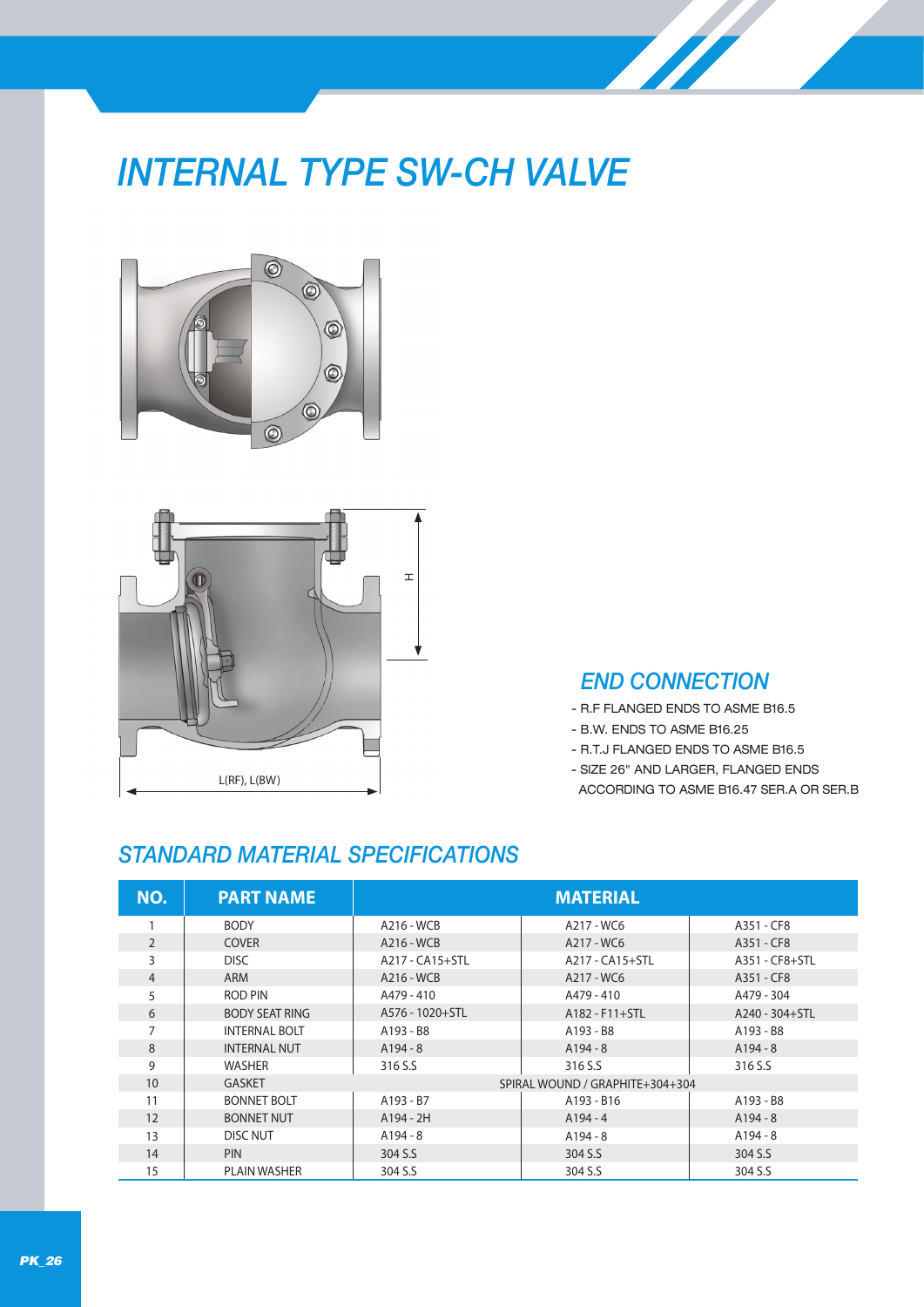# INTERNAL TYPE SW-CH VALVE

H

L(RF), L(BW)

## END CONNECTION

- R.F FLANGED ENDS TO ASME B16.5
- B.W. ENDS TO ASME B16.25
- R.T.J FLANGED ENDS TO ASME B16.5
- SIZE 26" AND LARGER, FLANGED ENDS ACCORDING TO ASME B16.47 SER.A OR SER.B

## STANDARD MATERIAL SPECIFICATIONS

| NO. | PART NAME | MATERIAL | | |
|---|---|---|---|---|
| 1 | BODY | A216 - WCB | A217 - WC6 | A351 - CF8 |
| 2 | COVER | A216 - WCB | A217 - WC6 | A351 - CF8 |
| 3 | DISC | A217 - CA15+STL | A217 - CA15+STL | A351 - CF8+STL |
| 4 | ARM | A216 - WCB | A217 - WC6 | A351 - CF8 |
| 5 | ROD PIN | A479 - 410 | A479 - 410 | A479 - 304 |
| 6 | BODY SEAT RING | A576 - 1020+STL | A182 - F11+STL | A240 - 304+STL |
| 7 | INTERNAL BOLT | A193 - B8 | A193 - B8 | A193 - B8 |
| 8 | INTERNAL NUT | A194 - 8 | A194 - 8 | A194 - 8 |
| 9 | WASHER | 316 S.S | 316 S.S | 316 S.S |
| 10 | GASKET | SPIRAL WOUND / GRAPHITE+304+304 | | |
| 11 | BONNET BOLT | A193 - B7 | A193 - B16 | A193 - B8 |
| 12 | BONNET NUT | A194 - 2H | A194 - 4 | A194 - 8 |
| 13 | DISC NUT | A194 - 8 | A194 - 8 | A194 - 8 |
| 14 | PIN | 304 S.S | 304 S.S | 304 S.S |
| 15 | PLAIN WASHER | 304 S.S | 304 S.S | 304 S.S |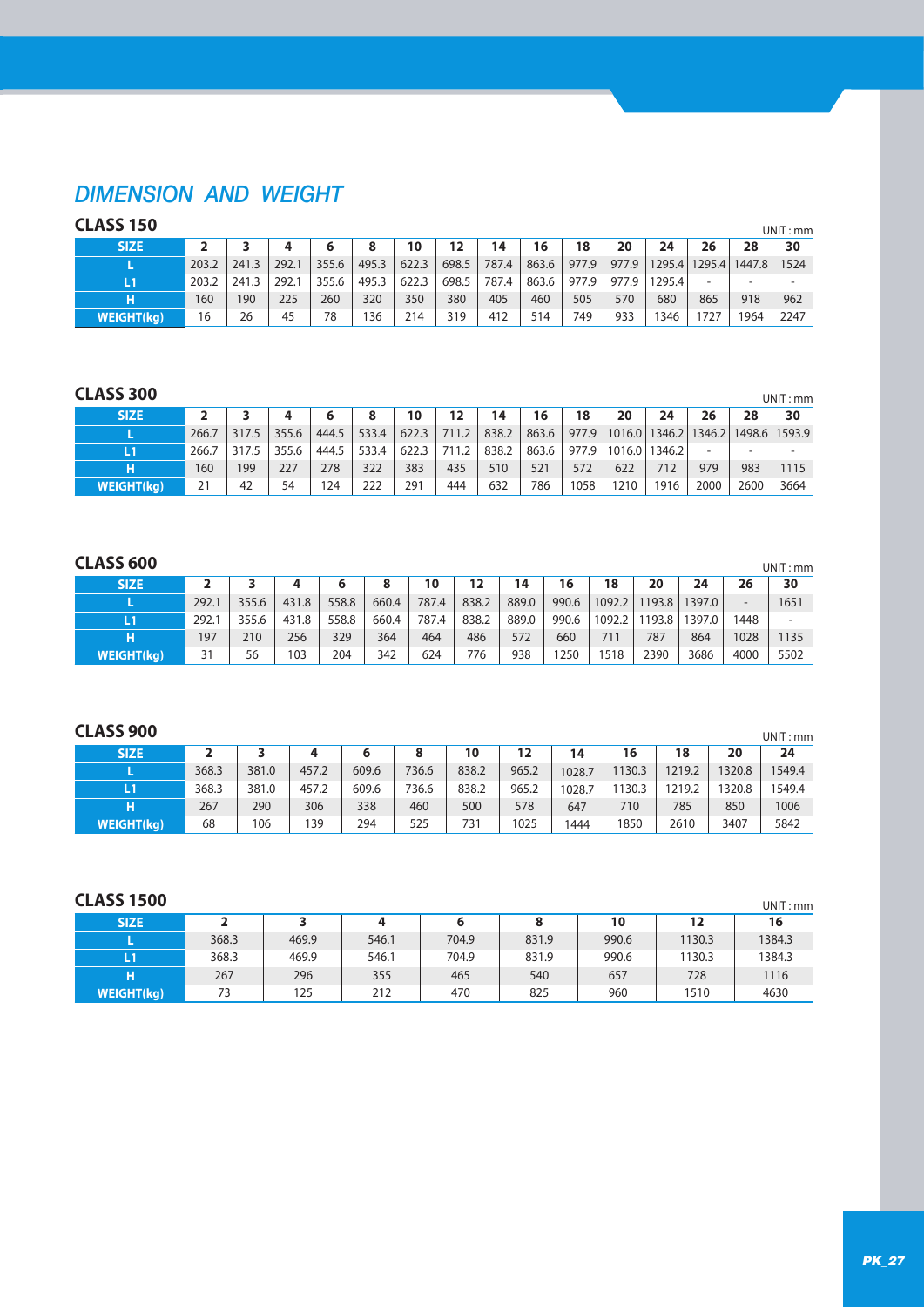## *DIMENSION AND WEIGHT*

### CLASS 150

UNIT : mm

| SIZE | 2 | 3 | 4 | 6 | 8 | 10 | 12 | 14 | 16 | 18 | 20 | 24 | 26 | 28 | 30 |
|---|---|---|---|---|---|---|---|---|---|---|---|---|---|---|---|
| L | 203.2 | 241.3 | 292.1 | 355.6 | 495.3 | 622.3 | 698.5 | 787.4 | 863.6 | 977.9 | 977.9 | 1295.4 | 1295.4 | 1447.8 | 1524 |
| L1 | 203.2 | 241.3 | 292.1 | 355.6 | 495.3 | 622.3 | 698.5 | 787.4 | 863.6 | 977.9 | 977.9 | 1295.4 | - | - | - |
| H | 160 | 190 | 225 | 260 | 320 | 350 | 380 | 405 | 460 | 505 | 570 | 680 | 865 | 918 | 962 |
| WEIGHT(kg) | 16 | 26 | 45 | 78 | 136 | 214 | 319 | 412 | 514 | 749 | 933 | 1346 | 1727 | 1964 | 2247 |

### CLASS 300

UNIT : mm

| SIZE | 2 | 3 | 4 | 6 | 8 | 10 | 12 | 14 | 16 | 18 | 20 | 24 | 26 | 28 | 30 |
|---|---|---|---|---|---|---|---|---|---|---|---|---|---|---|---|
| L | 266.7 | 317.5 | 355.6 | 444.5 | 533.4 | 622.3 | 711.2 | 838.2 | 863.6 | 977.9 | 1016.0 | 1346.2 | 1346.2 | 1498.6 | 1593.9 |
| L1 | 266.7 | 317.5 | 355.6 | 444.5 | 533.4 | 622.3 | 711.2 | 838.2 | 863.6 | 977.9 | 1016.0 | 1346.2 | - | - | - |
| H | 160 | 199 | 227 | 278 | 322 | 383 | 435 | 510 | 521 | 572 | 622 | 712 | 979 | 983 | 1115 |
| WEIGHT(kg) | 21 | 42 | 54 | 124 | 222 | 291 | 444 | 632 | 786 | 1058 | 1210 | 1916 | 2000 | 2600 | 3664 |

### CLASS 600

UNIT : mm

| SIZE | 2 | 3 | 4 | 6 | 8 | 10 | 12 | 14 | 16 | 18 | 20 | 24 | 26 | 30 |
|---|---|---|---|---|---|---|---|---|---|---|---|---|---|---|
| L | 292.1 | 355.6 | 431.8 | 558.8 | 660.4 | 787.4 | 838.2 | 889.0 | 990.6 | 1092.2 | 1193.8 | 1397.0 | - | 1651 |
| L1 | 292.1 | 355.6 | 431.8 | 558.8 | 660.4 | 787.4 | 838.2 | 889.0 | 990.6 | 1092.2 | 1193.8 | 1397.0 | 1448 | - |
| H | 197 | 210 | 256 | 329 | 364 | 464 | 486 | 572 | 660 | 711 | 787 | 864 | 1028 | 1135 |
| WEIGHT(kg) | 31 | 56 | 103 | 204 | 342 | 624 | 776 | 938 | 1250 | 1518 | 2390 | 3686 | 4000 | 5502 |

### CLASS 900

UNIT : mm

| SIZE | 2 | 3 | 4 | 6 | 8 | 10 | 12 | 14 | 16 | 18 | 20 | 24 |
|---|---|---|---|---|---|---|---|---|---|---|---|---|
| L | 368.3 | 381.0 | 457.2 | 609.6 | 736.6 | 838.2 | 965.2 | 1028.7 | 1130.3 | 1219.2 | 1320.8 | 1549.4 |
| L1 | 368.3 | 381.0 | 457.2 | 609.6 | 736.6 | 838.2 | 965.2 | 1028.7 | 1130.3 | 1219.2 | 1320.8 | 1549.4 |
| H | 267 | 290 | 306 | 338 | 460 | 500 | 578 | 647 | 710 | 785 | 850 | 1006 |
| WEIGHT(kg) | 68 | 106 | 139 | 294 | 525 | 731 | 1025 | 1444 | 1850 | 2610 | 3407 | 5842 |

### CLASS 1500

UNIT : mm

| SIZE | 2 | 3 | 4 | 6 | 8 | 10 | 12 | 16 |
|---|---|---|---|---|---|---|---|---|
| L | 368.3 | 469.9 | 546.1 | 704.9 | 831.9 | 990.6 | 1130.3 | 1384.3 |
| L1 | 368.3 | 469.9 | 546.1 | 704.9 | 831.9 | 990.6 | 1130.3 | 1384.3 |
| H | 267 | 296 | 355 | 465 | 540 | 657 | 728 | 1116 |
| WEIGHT(kg) | 73 | 125 | 212 | 470 | 825 | 960 | 1510 | 4630 |